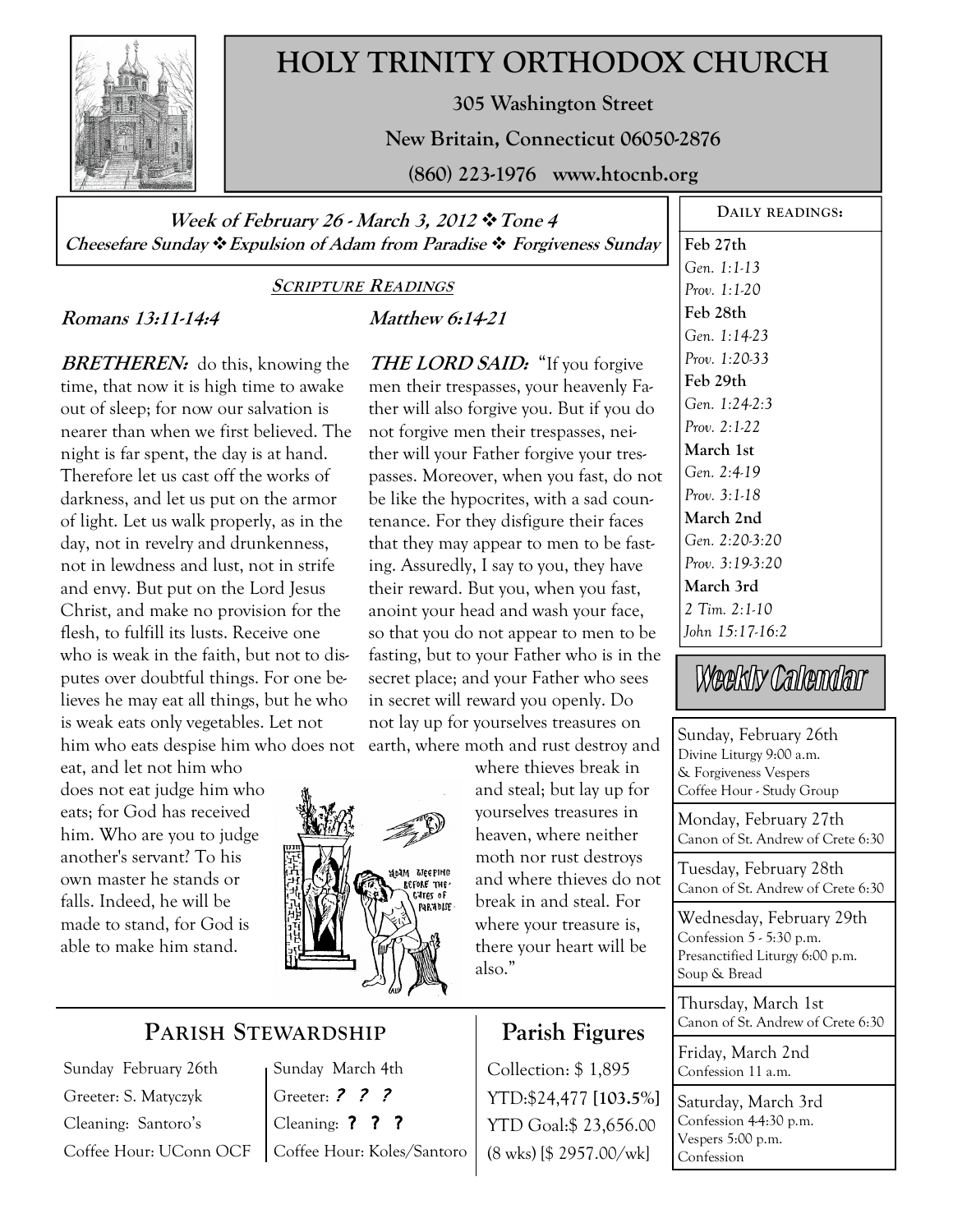# HOLY TRINITY ORTHODOX CHURCH

**305 Washington Street**

**New Britain, Connecticut 06050-2876**

**(860) 223-1976 www.htocnb.org**

***Week of February 26 - March 3, 2012 ❖ Tone 4***
***Cheesefare Sunday ❖ Expulsion of Adam from Paradise ❖ Forgiveness Sunday***

## SCRIPTURE READINGS

### *Romans 13:11-14:4*

***BRETHEREN:*** do this, knowing the time, that now it is high time to awake out of sleep; for now our salvation is nearer than when we first believed. The night is far spent, the day is at hand. Therefore let us cast off the works of darkness, and let us put on the armor of light. Let us walk properly, as in the day, not in revelry and drunkenness, not in lewdness and lust, not in strife and envy. But put on the Lord Jesus Christ, and make no provision for the flesh, to fulfill its lusts. Receive one who is weak in the faith, but not to disputes over doubtful things. For one believes he may eat all things, but he who is weak eats only vegetables. Let not him who eats despise him who does not eat, and let not him who does not eat judge him who eats; for God has received him. Who are you to judge another's servant? To his own master he stands or falls. Indeed, he will be made to stand, for God is able to make him stand.

### *Matthew 6:14-21*

***THE LORD SAID:*** "If you forgive men their trespasses, your heavenly Father will also forgive you. But if you do not forgive men their trespasses, neither will your Father forgive your trespasses. Moreover, when you fast, do not be like the hypocrites, with a sad countenance. For they disfigure their faces that they may appear to men to be fasting. Assuredly, I say to you, they have their reward. But you, when you fast, anoint your head and wash your face, so that you do not appear to men to be fasting, but to your Father who is in the secret place; and your Father who sees in secret will reward you openly. Do not lay up for yourselves treasures on earth, where moth and rust destroy and where thieves break in and steal; but lay up for yourselves treasures in heaven, where neither moth nor rust destroys and where thieves do not break in and steal. For where your treasure is, there your heart will be also."

## PARISH STEWARDSHIP

| Sunday February 26th | Sunday March 4th |
|---|---|
| Greeter: S. Matyczyk | Greeter: ? ? ? |
| Cleaning: Santoro's | Cleaning: ? ? ? |
| Coffee Hour: UConn OCF | Coffee Hour: Koles/Santoro |

## Parish Figures

Collection: $ 1,895

YTD:$24,477 **[103.5%]**

YTD Goal:$ 23,656.00

(8 wks) [$ 2957.00/wk]

## DAILY READINGS:

**Feb 27th**
*Gen. 1:1-13*
*Prov. 1:1-20*

**Feb 28th**
*Gen. 1:14-23*
*Prov. 1:20-33*

**Feb 29th**
*Gen. 1:24-2:3*
*Prov. 2:1-22*

**March 1st**
*Gen. 2:4-19*
*Prov. 3:1-18*

**March 2nd**
*Gen. 2:20-3:20*
*Prov. 3:19-3:20*

**March 3rd**
*2 Tim. 2:1-10*
*John 15:17-16:2*

## Weekly Calendar

**Sunday, February 26th**
Divine Liturgy 9:00 a.m.
& Forgiveness Vespers
Coffee Hour - Study Group

**Monday, February 27th**
Canon of St. Andrew of Crete 6:30

**Tuesday, February 28th**
Canon of St. Andrew of Crete 6:30

**Wednesday, February 29th**
Confession 5 - 5:30 p.m.
Presanctified Liturgy 6:00 p.m.
Soup & Bread

**Thursday, March 1st**
Canon of St. Andrew of Crete 6:30

**Friday, March 2nd**
Confession 11 a.m.

**Saturday, March 3rd**
Confession 4-4:30 p.m.
Vespers 5:00 p.m.
Confession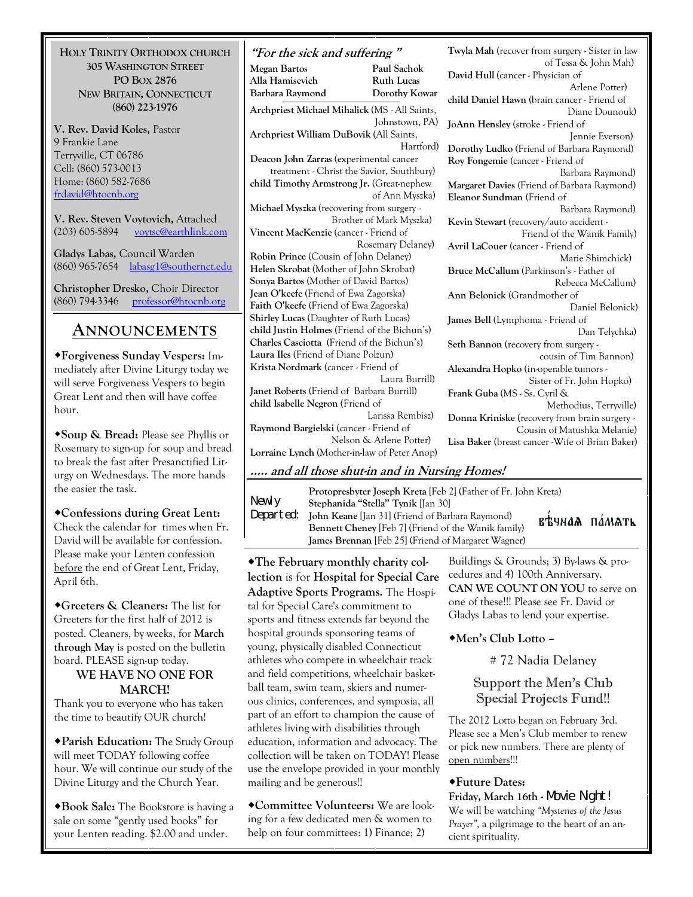**HOLY TRINITY ORTHODOX CHURCH**
**305 WASHINGTON STREET**
**PO BOX 2876**
**NEW BRITAIN, CONNECTICUT**
**(860) 223-1976**

**V. Rev. David Koles,** Pastor
9 Frankie Lane
Terryville, CT 06786
Cell: (860) 573-0013
Home: (860) 582-7686
frdavid@htocnb.org

**V. Rev. Steven Voytovich,** Attached
(203) 605-5894 voytsc@earthlink.com

**Gladys Labas,** Council Warden
(860) 965-7654 labasg1@southernct.edu

**Christopher Dresko,** Choir Director
(860) 794-3346 professor@htocnb.org

## ANNOUNCEMENTS

◆**Forgiveness Sunday Vespers:** Immediately after Divine Liturgy today we will serve Forgiveness Vespers to begin Great Lent and then will have coffee hour.

◆**Soup & Bread:** Please see Phyllis or Rosemary to sign-up for soup and bread to break the fast after Presanctified Liturgy on Wednesdays. The more hands the easier the task.

◆**Confessions during Great Lent:** Check the calendar for times when Fr. David will be available for confession. Please make your Lenten confession before the end of Great Lent, Friday, April 6th.

◆**Greeters & Cleaners:** The list for Greeters for the first half of 2012 is posted. Cleaners, by weeks, for **March through May** is posted on the bulletin board. PLEASE sign-up today.

**WE HAVE NO ONE FOR MARCH!**

Thank you to everyone who has taken the time to beautify OUR church!

◆**Parish Education:** The Study Group will meet TODAY following coffee hour. We will continue our study of the Divine Liturgy and the Church Year.

◆**Book Sale:** The Bookstore is having a sale on some "gently used books" for your Lenten reading. $2.00 and under.

### *"For the sick and suffering"*

**Megan Bartos**
**Alla Hamisevich**
**Barbara Raymond**
**Paul Sachok**
**Ruth Lucas**
**Dorothy Kowar**

**Archpriest Michael Mihalick** (MS - All Saints, Johnstown, PA)
**Archpriest William DuBovik** (All Saints, Hartford)
**Deacon John Zarras** (experimental cancer treatment - Christ the Savior, Southbury)
**child Timothy Armstrong Jr.** (Great-nephew of Ann Myszka)
**Michael Myszka** (recovering from surgery - Brother of Mark Myszka)
**Vincent MacKenzie** (cancer - Friend of Rosemary Delaney)
**Robin Prince** (Cousin of John Delaney)
**Helen Skrobat** (Mother of John Skrobat)
**Sonya Bartos** (Mother of David Bartos)
**Jean O'keefe** (Friend of Ewa Zagorska)
**Faith O'keefe** (Friend of Ewa Zagorska)
**Shirley Lucas** (Daughter of Ruth Lucas)
**child Justin Holmes** (Friend of the Bichun's)
**Charles Casciotta** (Friend of the Bichun's)
**Laura Iles** (Friend of Diane Polzun)
**Krista Nordmark** (cancer - Friend of Laura Burrill)
**Janet Roberts** (Friend of Barbara Burrill)
**child Isabelle Negron** (Friend of Larissa Rembisz)
**Raymond Bargielski** (cancer - Friend of Nelson & Arlene Potter)
**Lorraine Lynch** (Mother-in-law of Peter Anop)
**Twyla Mah** (recover from surgery - Sister in law of Tessa & John Mah)
**David Hull** (cancer - Physician of Arlene Potter)
**child Daniel Hawn** (brain cancer - Friend of Diane Dounouk)
**JoAnn Hensley** (stroke - Friend of Jennie Everson)
**Dorothy Ludko** (Friend of Barbara Raymond)
**Roy Fongemie** (cancer - Friend of Barbara Raymond)
**Margaret Davies** (Friend of Barbara Raymond)
**Eleanor Sundman** (Friend of Barbara Raymond)
**Kevin Stewart** (recovery/auto accident - Friend of the Wanik Family)
**Avril LaCouer** (cancer - Friend of Marie Shimchick)
**Bruce McCallum** (Parkinson's - Father of Rebecca McCallum)
**Ann Belonick** (Grandmother of Daniel Belonick)
**James Bell** (Lymphoma - Friend of Dan Telychka)
**Seth Bannon** (recovery from surgery - cousin of Tim Bannon)
**Alexandra Hopko** (in-operable tumors - Sister of Fr. John Hopko)
**Frank Guba** (MS - Ss. Cyril & Methodius, Terryville)
**Donna Kriniske** (recovery from brain surgery - Cousin of Matushka Melanie)
**Lisa Baker** (breast cancer -Wife of Brian Baker)

### *..... and all those shut-in and in Nursing Homes!*

**Newly Departed:**
**Protopresbyter Joseph Kreta** [Feb 2] (Father of Fr. John Kreta)
**Stephanida "Stella" Tynik** [Jan 30]
**John Keane** [Jan 31] (Friend of Barbara Raymond)
**Bennett Cheney** [Feb 7] (Friend of the Wanik family)
**James Brennan** [Feb 25] (Friend of Margaret Wagner)

Вѣчнаѧ пáмѧть

◆**The February monthly charity collection** is for **Hospital for Special Care Adaptive Sports Programs.** The Hospital for Special Care's commitment to sports and fitness extends far beyond the hospital grounds sponsoring teams of young, physically disabled Connecticut athletes who compete in wheelchair track and field competitions, wheelchair basketball team, swim team, skiers and numerous clinics, conferences, and symposia, all part of an effort to champion the cause of athletes living with disabilities through education, information and advocacy. The collection will be taken on TODAY! Please use the envelope provided in your monthly mailing and be generous!!

◆**Committee Volunteers:** We are looking for a few dedicated men & women to help on four committees: 1) Finance; 2) Buildings & Grounds; 3) By-laws & procedures and 4) 100th Anniversary. **CAN WE COUNT ON YOU** to serve on one of these!!! Please see Fr. David or Gladys Labas to lend your expertise.

◆**Men's Club Lotto –**

# 72 Nadia Delaney

Support the Men's Club Special Projects Fund!!

The 2012 Lotto began on February 3rd. Please see a Men's Club member to renew or pick new numbers. There are plenty of open numbers!!!

◆**Future Dates:**

**Friday, March 16th -** Movie Night!
We will be watching *"Mysteries of the Jesus Prayer"*, a pilgrimage to the heart of an ancient spirituality.